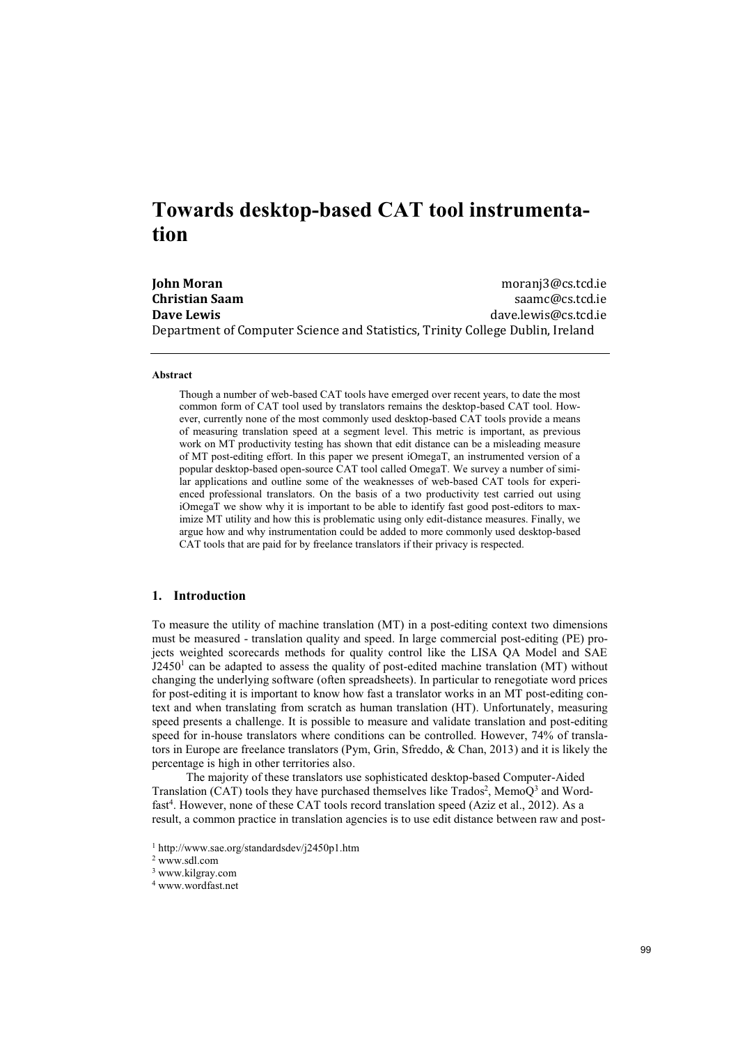# Towards desktop-based CAT tool instrumentation

**John Moran** moranj3@cs.tcd.ie
**Christian Saam** saamc@cs.tcd.ie
**Dave Lewis** dave.lewis@cs.tcd.ie
Department of Computer Science and Statistics, Trinity College Dublin, Ireland

---

**Abstract**

Though a number of web-based CAT tools have emerged over recent years, to date the most common form of CAT tool used by translators remains the desktop-based CAT tool. However, currently none of the most commonly used desktop-based CAT tools provide a means of measuring translation speed at a segment level. This metric is important, as previous work on MT productivity testing has shown that edit distance can be a misleading measure of MT post-editing effort. In this paper we present iOmegaT, an instrumented version of a popular desktop-based open-source CAT tool called OmegaT. We survey a number of similar applications and outline some of the weaknesses of web-based CAT tools for experienced professional translators. On the basis of a two productivity test carried out using iOmegaT we show why it is important to be able to identify fast good post-editors to maximize MT utility and how this is problematic using only edit-distance measures. Finally, we argue how and why instrumentation could be added to more commonly used desktop-based CAT tools that are paid for by freelance translators if their privacy is respected.

## 1. Introduction

To measure the utility of machine translation (MT) in a post-editing context two dimensions must be measured - translation quality and speed. In large commercial post-editing (PE) projects weighted scorecards methods for quality control like the LISA QA Model and SAE J2450[1] can be adapted to assess the quality of post-edited machine translation (MT) without changing the underlying software (often spreadsheets). In particular to renegotiate word prices for post-editing it is important to know how fast a translator works in an MT post-editing context and when translating from scratch as human translation (HT). Unfortunately, measuring speed presents a challenge. It is possible to measure and validate translation and post-editing speed for in-house translators where conditions can be controlled. However, 74% of translators in Europe are freelance translators (Pym, Grin, Sfreddo, & Chan, 2013) and it is likely the percentage is high in other territories also.

The majority of these translators use sophisticated desktop-based Computer-Aided Translation (CAT) tools they have purchased themselves like Trados[2], MemoQ[3] and Wordfast[4]. However, none of these CAT tools record translation speed (Aziz et al., 2012). As a result, a common practice in translation agencies is to use edit distance between raw and post-

[1] http://www.sae.org/standardsdev/j2450p1.htm
[2] www.sdl.com
[3] www.kilgray.com
[4] www.wordfast.net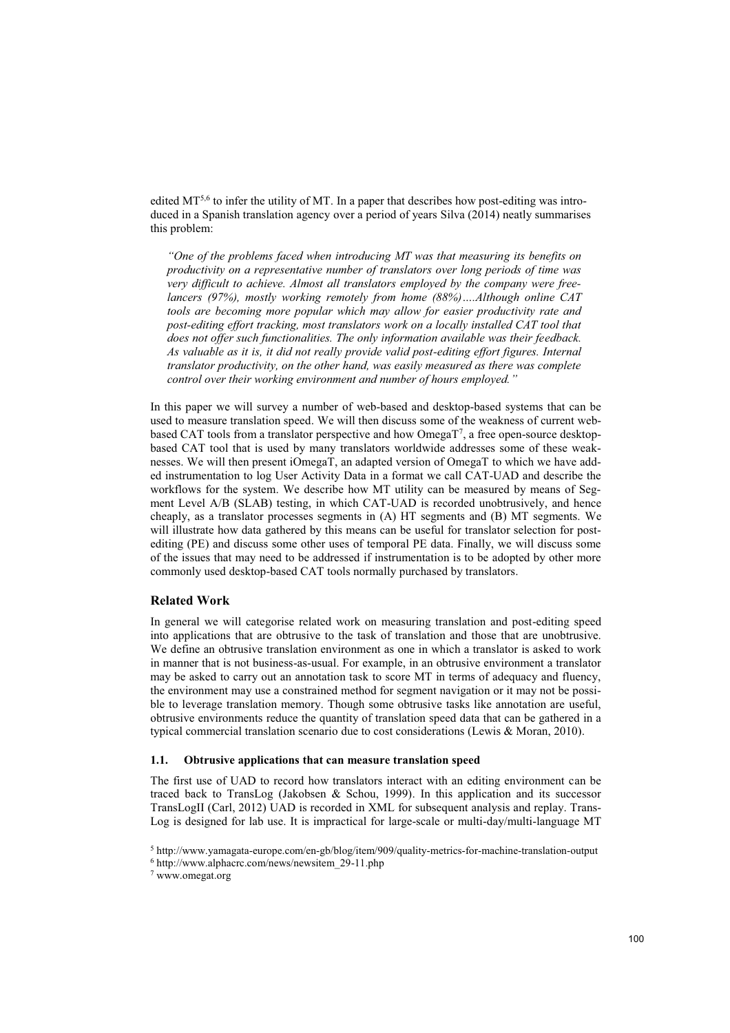edited MT[5,6] to infer the utility of MT. In a paper that describes how post-editing was introduced in a Spanish translation agency over a period of years Silva (2014) neatly summarises this problem:

> *"One of the problems faced when introducing MT was that measuring its benefits on productivity on a representative number of translators over long periods of time was very difficult to achieve. Almost all translators employed by the company were freelancers (97%), mostly working remotely from home (88%)….Although online CAT tools are becoming more popular which may allow for easier productivity rate and post-editing effort tracking, most translators work on a locally installed CAT tool that does not offer such functionalities. The only information available was their feedback. As valuable as it is, it did not really provide valid post-editing effort figures. Internal translator productivity, on the other hand, was easily measured as there was complete control over their working environment and number of hours employed."*

In this paper we will survey a number of web-based and desktop-based systems that can be used to measure translation speed. We will then discuss some of the weakness of current web-based CAT tools from a translator perspective and how OmegaT[7], a free open-source desktop-based CAT tool that is used by many translators worldwide addresses some of these weaknesses. We will then present iOmegaT, an adapted version of OmegaT to which we have added instrumentation to log User Activity Data in a format we call CAT-UAD and describe the workflows for the system. We describe how MT utility can be measured by means of Segment Level A/B (SLAB) testing, in which CAT-UAD is recorded unobtrusively, and hence cheaply, as a translator processes segments in (A) HT segments and (B) MT segments. We will illustrate how data gathered by this means can be useful for translator selection for post-editing (PE) and discuss some other uses of temporal PE data. Finally, we will discuss some of the issues that may need to be addressed if instrumentation is to be adopted by other more commonly used desktop-based CAT tools normally purchased by translators.

## Related Work

In general we will categorise related work on measuring translation and post-editing speed into applications that are obtrusive to the task of translation and those that are unobtrusive. We define an obtrusive translation environment as one in which a translator is asked to work in manner that is not business-as-usual. For example, in an obtrusive environment a translator may be asked to carry out an annotation task to score MT in terms of adequacy and fluency, the environment may use a constrained method for segment navigation or it may not be possible to leverage translation memory. Though some obtrusive tasks like annotation are useful, obtrusive environments reduce the quantity of translation speed data that can be gathered in a typical commercial translation scenario due to cost considerations (Lewis & Moran, 2010).

### 1.1. Obtrusive applications that can measure translation speed

The first use of UAD to record how translators interact with an editing environment can be traced back to TransLog (Jakobsen & Schou, 1999). In this application and its successor TransLogII (Carl, 2012) UAD is recorded in XML for subsequent analysis and replay. TransLog is designed for lab use. It is impractical for large-scale or multi-day/multi-language MT

[5] http://www.yamagata-europe.com/en-gb/blog/item/909/quality-metrics-for-machine-translation-output

[6] http://www.alphacrc.com/news/newsitem_29-11.php

[7] www.omegat.org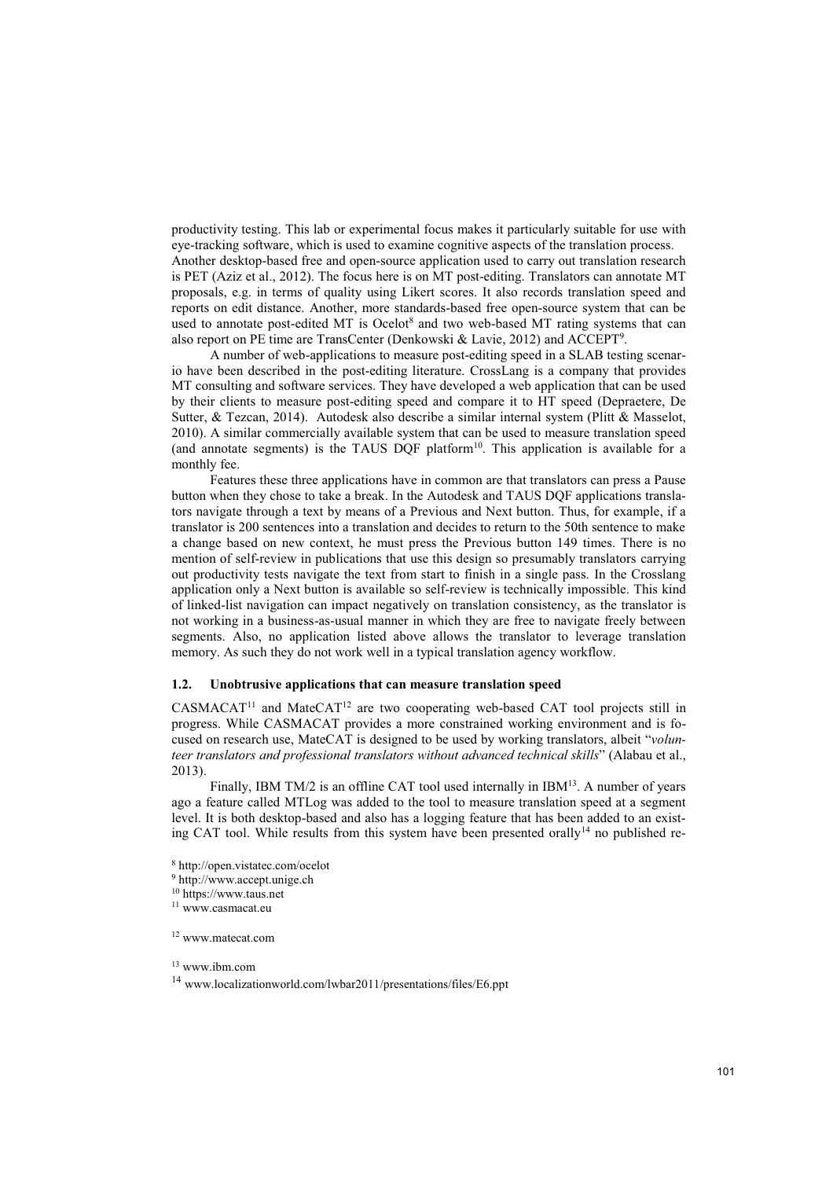productivity testing. This lab or experimental focus makes it particularly suitable for use with eye-tracking software, which is used to examine cognitive aspects of the translation process.

Another desktop-based free and open-source application used to carry out translation research is PET (Aziz et al., 2012). The focus here is on MT post-editing. Translators can annotate MT proposals, e.g. in terms of quality using Likert scores. It also records translation speed and reports on edit distance. Another, more standards-based free open-source system that can be used to annotate post-edited MT is Ocelot[8] and two web-based MT rating systems that can also report on PE time are TransCenter (Denkowski & Lavie, 2012) and ACCEPT[9].

A number of web-applications to measure post-editing speed in a SLAB testing scenario have been described in the post-editing literature. CrossLang is a company that provides MT consulting and software services. They have developed a web application that can be used by their clients to measure post-editing speed and compare it to HT speed (Depraetere, De Sutter, & Tezcan, 2014). Autodesk also describe a similar internal system (Plitt & Masselot, 2010). A similar commercially available system that can be used to measure translation speed (and annotate segments) is the TAUS DQF platform[10]. This application is available for a monthly fee.

Features these three applications have in common are that translators can press a Pause button when they chose to take a break. In the Autodesk and TAUS DQF applications translators navigate through a text by means of a Previous and Next button. Thus, for example, if a translator is 200 sentences into a translation and decides to return to the 50th sentence to make a change based on new context, he must press the Previous button 149 times. There is no mention of self-review in publications that use this design so presumably translators carrying out productivity tests navigate the text from start to finish in a single pass. In the Crosslang application only a Next button is available so self-review is technically impossible. This kind of linked-list navigation can impact negatively on translation consistency, as the translator is not working in a business-as-usual manner in which they are free to navigate freely between segments. Also, no application listed above allows the translator to leverage translation memory. As such they do not work well in a typical translation agency workflow.

### 1.2. Unobtrusive applications that can measure translation speed

CASMACAT[11] and MateCAT[12] are two cooperating web-based CAT tool projects still in progress. While CASMACAT provides a more constrained working environment and is focused on research use, MateCAT is designed to be used by working translators, albeit "*volunteer translators and professional translators without advanced technical skills*" (Alabau et al., 2013).

Finally, IBM TM/2 is an offline CAT tool used internally in IBM[13]. A number of years ago a feature called MTLog was added to the tool to measure translation speed at a segment level. It is both desktop-based and also has a logging feature that has been added to an existing CAT tool. While results from this system have been presented orally[14] no published re-

[8] http://open.vistatec.com/ocelot

[9] http://www.accept.unige.ch

[10] https://www.taus.net

[11] www.casmacat.eu

[12] www.matecat.com

[13] www.ibm.com

[14] www.localizationworld.com/lwbar2011/presentations/files/E6.ppt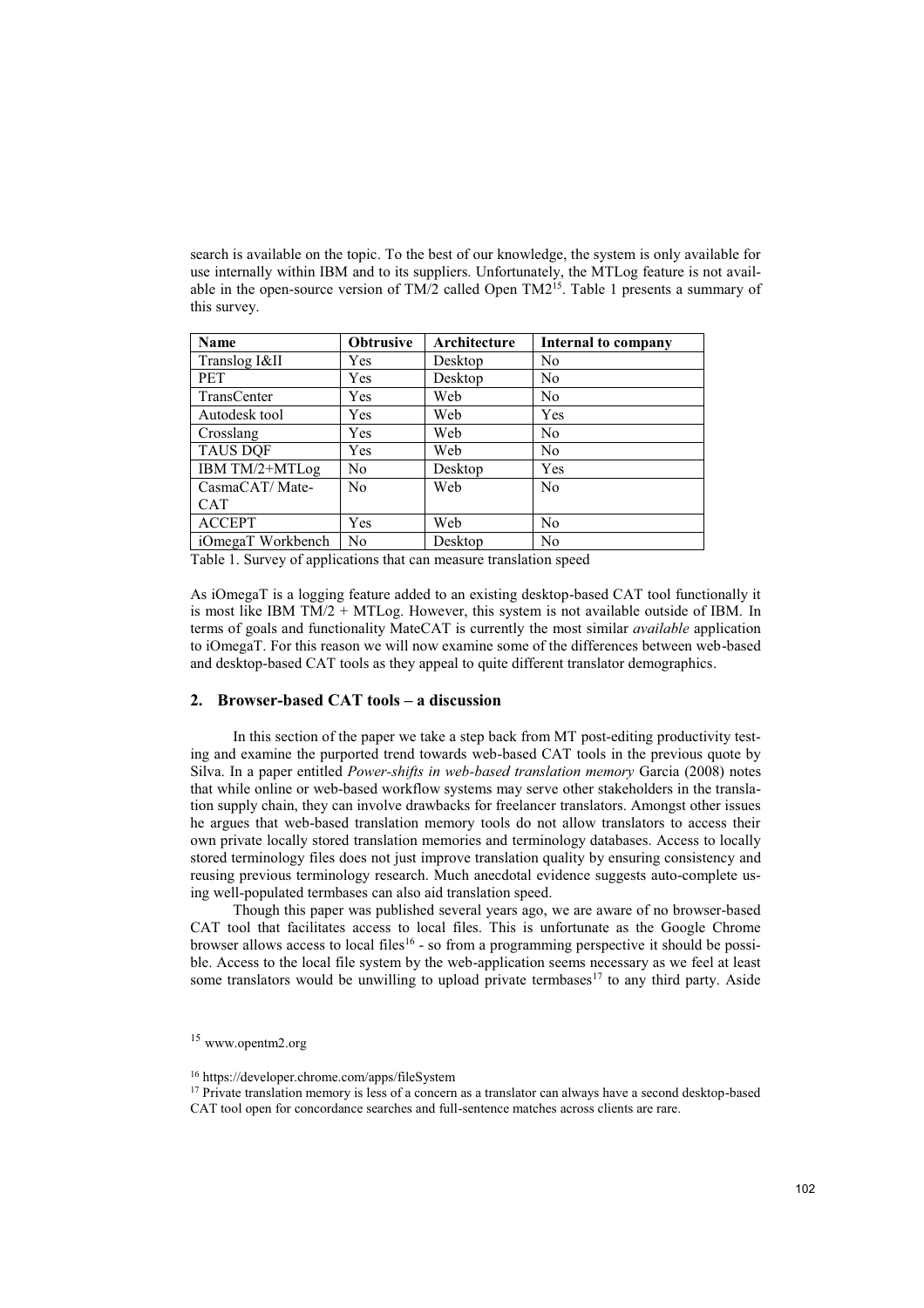search is available on the topic. To the best of our knowledge, the system is only available for use internally within IBM and to its suppliers. Unfortunately, the MTLog feature is not available in the open-source version of TM/2 called Open TM2[15]. Table 1 presents a summary of this survey.

| Name | Obtrusive | Architecture | Internal to company |
|---|---|---|---|
| Translog I&II | Yes | Desktop | No |
| PET | Yes | Desktop | No |
| TransCenter | Yes | Web | No |
| Autodesk tool | Yes | Web | Yes |
| Crosslang | Yes | Web | No |
| TAUS DQF | Yes | Web | No |
| IBM TM/2+MTLog | No | Desktop | Yes |
| CasmaCAT/ Mate-CAT | No | Web | No |
| ACCEPT | Yes | Web | No |
| iOmegaT Workbench | No | Desktop | No |

Table 1. Survey of applications that can measure translation speed

As iOmegaT is a logging feature added to an existing desktop-based CAT tool functionally it is most like IBM TM/2 + MTLog. However, this system is not available outside of IBM. In terms of goals and functionality MateCAT is currently the most similar *available* application to iOmegaT. For this reason we will now examine some of the differences between web-based and desktop-based CAT tools as they appeal to quite different translator demographics.

## 2. Browser-based CAT tools – a discussion

In this section of the paper we take a step back from MT post-editing productivity testing and examine the purported trend towards web-based CAT tools in the previous quote by Silva. In a paper entitled *Power-shifts in web-based translation memory* Garcia (2008) notes that while online or web-based workflow systems may serve other stakeholders in the translation supply chain, they can involve drawbacks for freelancer translators. Amongst other issues he argues that web-based translation memory tools do not allow translators to access their own private locally stored translation memories and terminology databases. Access to locally stored terminology files does not just improve translation quality by ensuring consistency and reusing previous terminology research. Much anecdotal evidence suggests auto-complete using well-populated termbases can also aid translation speed.

Though this paper was published several years ago, we are aware of no browser-based CAT tool that facilitates access to local files. This is unfortunate as the Google Chrome browser allows access to local files[16] - so from a programming perspective it should be possible. Access to the local file system by the web-application seems necessary as we feel at least some translators would be unwilling to upload private termbases[17] to any third party. Aside

[15] www.opentm2.org

[16] https://developer.chrome.com/apps/fileSystem

[17] Private translation memory is less of a concern as a translator can always have a second desktop-based CAT tool open for concordance searches and full-sentence matches across clients are rare.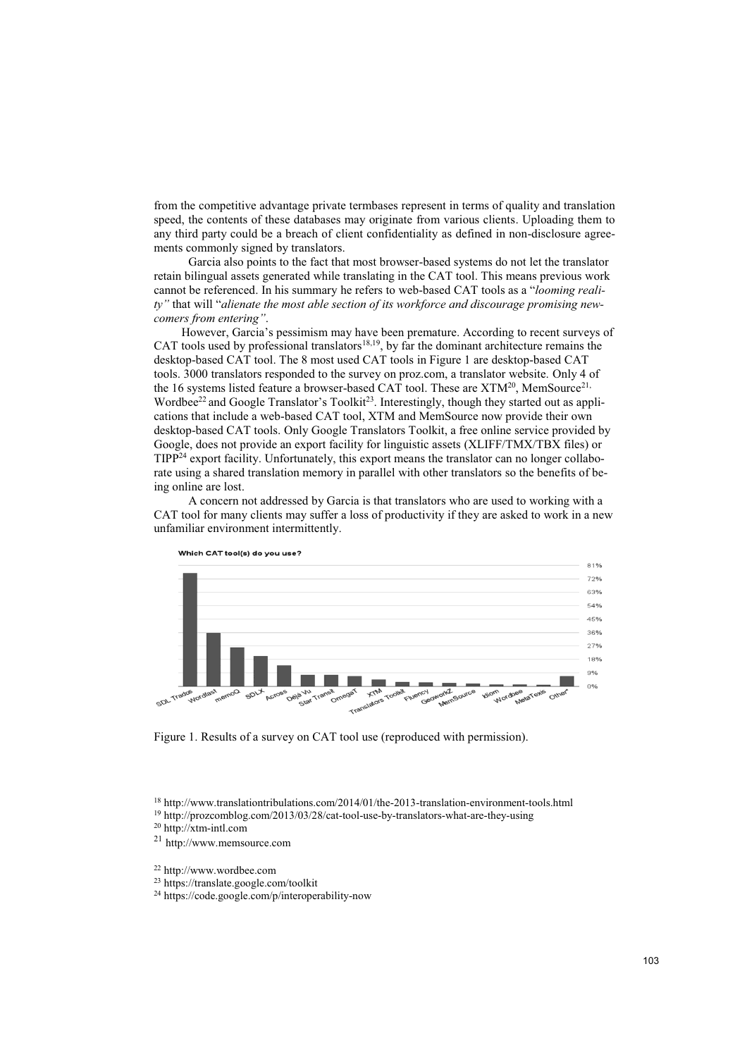from the competitive advantage private termbases represent in terms of quality and translation speed, the contents of these databases may originate from various clients. Uploading them to any third party could be a breach of client confidentiality as defined in non-disclosure agreements commonly signed by translators.

Garcia also points to the fact that most browser-based systems do not let the translator retain bilingual assets generated while translating in the CAT tool. This means previous work cannot be referenced. In his summary he refers to web-based CAT tools as a "*looming reality*" that will "*alienate the most able section of its workforce and discourage promising newcomers from entering"*.

However, Garcia's pessimism may have been premature. According to recent surveys of CAT tools used by professional translators[18,19], by far the dominant architecture remains the desktop-based CAT tool. The 8 most used CAT tools in Figure 1 are desktop-based CAT tools. 3000 translators responded to the survey on proz.com, a translator website. Only 4 of the 16 systems listed feature a browser-based CAT tool. These are XTM[20], MemSource[21], Wordbee[22] and Google Translator's Toolkit[23]. Interestingly, though they started out as applications that include a web-based CAT tool, XTM and MemSource now provide their own desktop-based CAT tools. Only Google Translators Toolkit, a free online service provided by Google, does not provide an export facility for linguistic assets (XLIFF/TMX/TBX files) or TIPP[24] export facility. Unfortunately, this export means the translator can no longer collaborate using a shared translation memory in parallel with other translators so the benefits of being online are lost.

A concern not addressed by Garcia is that translators who are used to working with a CAT tool for many clients may suffer a loss of productivity if they are asked to work in a new unfamiliar environment intermittently.

Which CAT tool(s) do you use?

Figure 1. Results of a survey on CAT tool use (reproduced with permission).

[18] http://www.translationtribulations.com/2014/01/the-2013-translation-environment-tools.html

[19] http://prozcomblog.com/2013/03/28/cat-tool-use-by-translators-what-are-they-using

[20] http://xtm-intl.com

[21] http://www.memsource.com

[22] http://www.wordbee.com

[23] https://translate.google.com/toolkit

[24] https://code.google.com/p/interoperability-now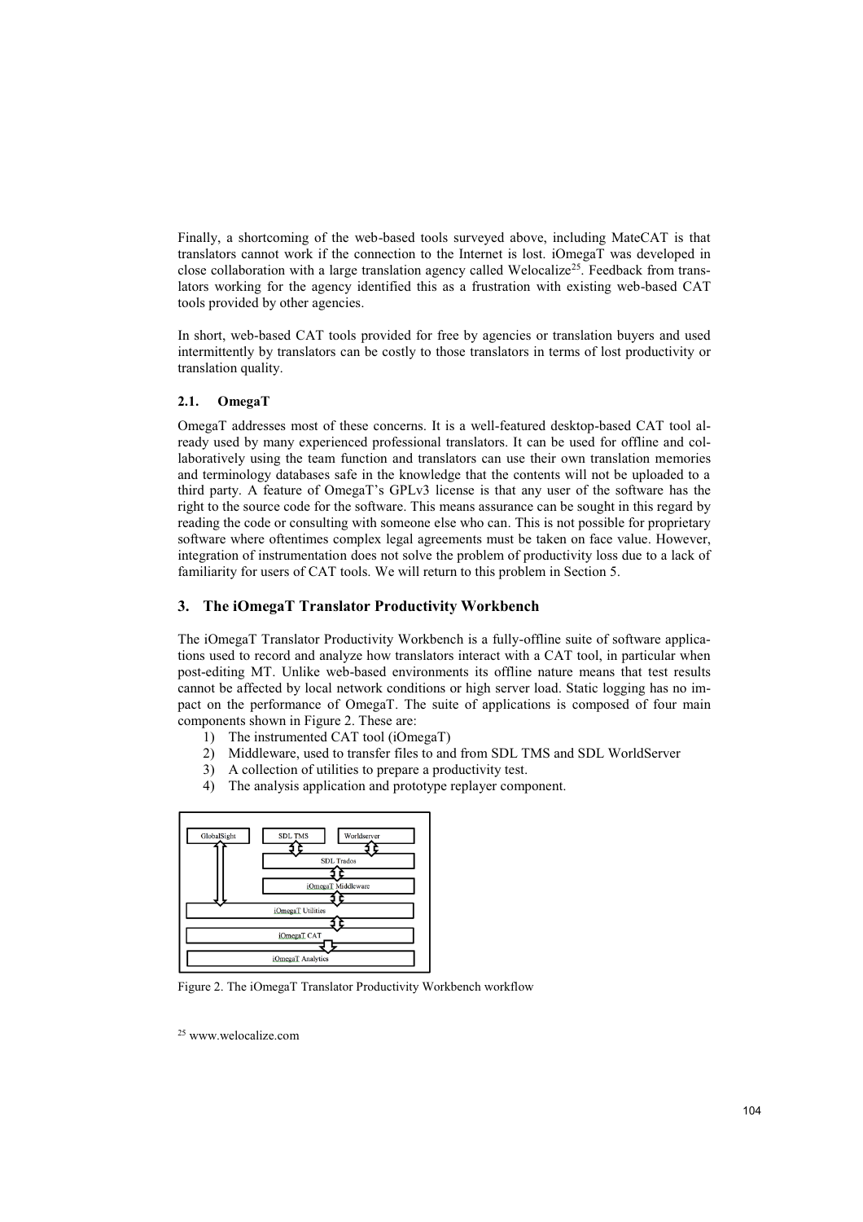Finally, a shortcoming of the web-based tools surveyed above, including MateCAT is that translators cannot work if the connection to the Internet is lost. iOmegaT was developed in close collaboration with a large translation agency called Welocalize[25]. Feedback from translators working for the agency identified this as a frustration with existing web-based CAT tools provided by other agencies.

In short, web-based CAT tools provided for free by agencies or translation buyers and used intermittently by translators can be costly to those translators in terms of lost productivity or translation quality.

### 2.1. OmegaT

OmegaT addresses most of these concerns. It is a well-featured desktop-based CAT tool already used by many experienced professional translators. It can be used for offline and collaboratively using the team function and translators can use their own translation memories and terminology databases safe in the knowledge that the contents will not be uploaded to a third party. A feature of OmegaT's GPLv3 license is that any user of the software has the right to the source code for the software. This means assurance can be sought in this regard by reading the code or consulting with someone else who can. This is not possible for proprietary software where oftentimes complex legal agreements must be taken on face value. However, integration of instrumentation does not solve the problem of productivity loss due to a lack of familiarity for users of CAT tools. We will return to this problem in Section 5.

## 3. The iOmegaT Translator Productivity Workbench

The iOmegaT Translator Productivity Workbench is a fully-offline suite of software applications used to record and analyze how translators interact with a CAT tool, in particular when post-editing MT. Unlike web-based environments its offline nature means that test results cannot be affected by local network conditions or high server load. Static logging has no impact on the performance of OmegaT. The suite of applications is composed of four main components shown in Figure 2. These are:

1) The instrumented CAT tool (iOmegaT)
2) Middleware, used to transfer files to and from SDL TMS and SDL WorldServer
3) A collection of utilities to prepare a productivity test.
4) The analysis application and prototype replayer component.

Figure 2. The iOmegaT Translator Productivity Workbench workflow

[25] www.welocalize.com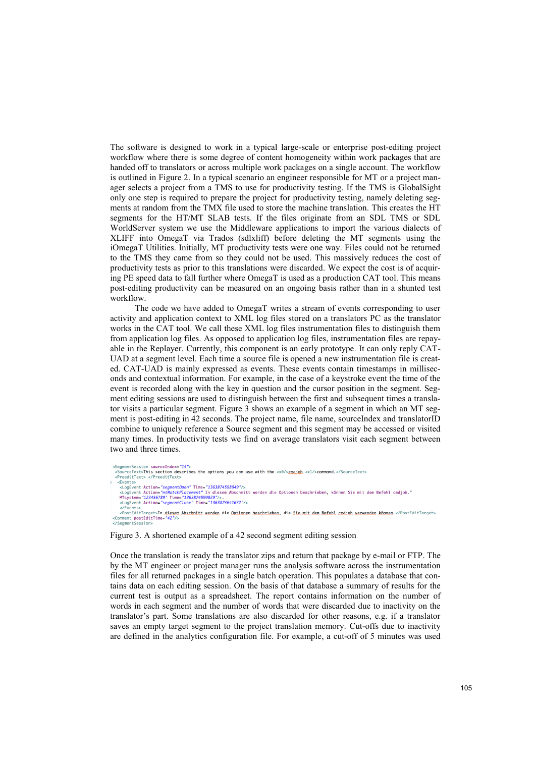The software is designed to work in a typical large-scale or enterprise post-editing project workflow where there is some degree of content homogeneity within work packages that are handed off to translators or across multiple work packages on a single account. The workflow is outlined in Figure 2. In a typical scenario an engineer responsible for MT or a project manager selects a project from a TMS to use for productivity testing. If the TMS is GlobalSight only one step is required to prepare the project for productivity testing, namely deleting segments at random from the TMX file used to store the machine translation. This creates the HT segments for the HT/MT SLAB tests. If the files originate from an SDL TMS or SDL WorldServer system we use the Middleware applications to import the various dialects of XLIFF into OmegaT via Trados (sdlxliff) before deleting the MT segments using the iOmegaT Utilities. Initially, MT productivity tests were one way. Files could not be returned to the TMS they came from so they could not be used. This massively reduces the cost of productivity tests as prior to this translations were discarded. We expect the cost is of acquiring PE speed data to fall further where OmegaT is used as a production CAT tool. This means post-editing productivity can be measured on an ongoing basis rather than in a shunted test workflow.

The code we have added to OmegaT writes a stream of events corresponding to user activity and application context to XML log files stored on a translators PC as the translator works in the CAT tool. We call these XML log files instrumentation files to distinguish them from application log files. As opposed to application log files, instrumentation files are repayable in the Replayer. Currently, this component is an early prototype. It can only reply CAT-UAD at a segment level. Each time a source file is opened a new instrumentation file is created. CAT-UAD is mainly expressed as events. These events contain timestamps in milliseconds and contextual information. For example, in the case of a keystroke event the time of the event is recorded along with the key in question and the cursor position in the segment. Segment editing sessions are used to distinguish between the first and subsequent times a translator visits a particular segment. Figure 3 shows an example of a segment in which an MT segment is post-editing in 42 seconds. The project name, file name, sourceIndex and translatorID combine to uniquely reference a Source segment and this segment may be accessed or visited many times. In productivity tests we find on average translators visit each segment between two and three times.

```
<SegmentSession sourceIndex="14">
 <SourceText>This section describes the options you can use with the <x0/>cmdjob <x1/>command.</SourceText>
 <PreeditText> </PreeditText>
  <Events>
   <LogEvent Action="segmentOpen" Time="1363874598949"/>
   <LogEvent Action="mtMatchPlacement" In diesem Abschnitt werden die Optionen beschrieben, können Sie mit dem Befehl cmdjob."
   MTsystem="123456789" Time="1363874599029"/>.
   <LogEvent Action="segmentClose" Time="1363874641632"/>
  </Events>
  <PostEditTarget>In diesem Abschnitt werden die Optionen beschrieben, die Sie mit dem Befehl cmdjob verwenden können.</PostEditTarget>
 <Comment postEditTime="42"/>
</SegmentSession>
```

Figure 3. A shortened example of a 42 second segment editing session

Once the translation is ready the translator zips and return that package by e-mail or FTP. The by the MT engineer or project manager runs the analysis software across the instrumentation files for all returned packages in a single batch operation. This populates a database that contains data on each editing session. On the basis of that database a summary of results for the current test is output as a spreadsheet. The report contains information on the number of words in each segment and the number of words that were discarded due to inactivity on the translator's part. Some translations are also discarded for other reasons, e.g. if a translator saves an empty target segment to the project translation memory. Cut-offs due to inactivity are defined in the analytics configuration file. For example, a cut-off of 5 minutes was used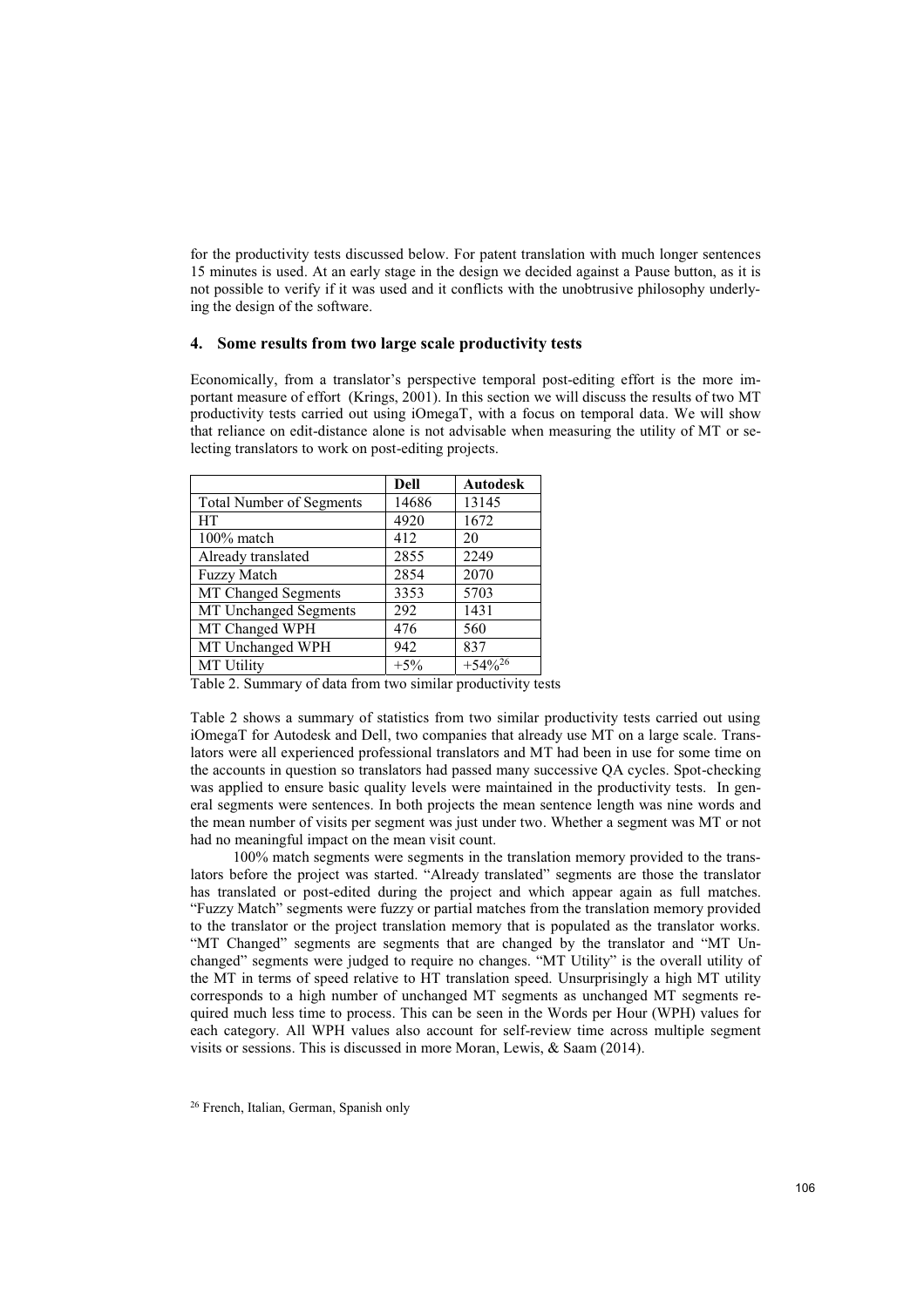for the productivity tests discussed below. For patent translation with much longer sentences 15 minutes is used. At an early stage in the design we decided against a Pause button, as it is not possible to verify if it was used and it conflicts with the unobtrusive philosophy underlying the design of the software.

## 4. Some results from two large scale productivity tests

Economically, from a translator's perspective temporal post-editing effort is the more important measure of effort (Krings, 2001). In this section we will discuss the results of two MT productivity tests carried out using iOmegaT, with a focus on temporal data. We will show that reliance on edit-distance alone is not advisable when measuring the utility of MT or selecting translators to work on post-editing projects.

| | **Dell** | **Autodesk** |
|---|---|---|
| Total Number of Segments | 14686 | 13145 |
| HT | 4920 | 1672 |
| 100% match | 412 | 20 |
| Already translated | 2855 | 2249 |
| Fuzzy Match | 2854 | 2070 |
| MT Changed Segments | 3353 | 5703 |
| MT Unchanged Segments | 292 | 1431 |
| MT Changed WPH | 476 | 560 |
| MT Unchanged WPH | 942 | 837 |
| MT Utility | +5% | +54%[26] |

Table 2. Summary of data from two similar productivity tests

Table 2 shows a summary of statistics from two similar productivity tests carried out using iOmegaT for Autodesk and Dell, two companies that already use MT on a large scale. Translators were all experienced professional translators and MT had been in use for some time on the accounts in question so translators had passed many successive QA cycles. Spot-checking was applied to ensure basic quality levels were maintained in the productivity tests. In general segments were sentences. In both projects the mean sentence length was nine words and the mean number of visits per segment was just under two. Whether a segment was MT or not had no meaningful impact on the mean visit count.

100% match segments were segments in the translation memory provided to the translators before the project was started. "Already translated" segments are those the translator has translated or post-edited during the project and which appear again as full matches. "Fuzzy Match" segments were fuzzy or partial matches from the translation memory provided to the translator or the project translation memory that is populated as the translator works. "MT Changed" segments are segments that are changed by the translator and "MT Unchanged" segments were judged to require no changes. "MT Utility" is the overall utility of the MT in terms of speed relative to HT translation speed. Unsurprisingly a high MT utility corresponds to a high number of unchanged MT segments as unchanged MT segments required much less time to process. This can be seen in the Words per Hour (WPH) values for each category. All WPH values also account for self-review time across multiple segment visits or sessions. This is discussed in more Moran, Lewis, & Saam (2014).

[26] French, Italian, German, Spanish only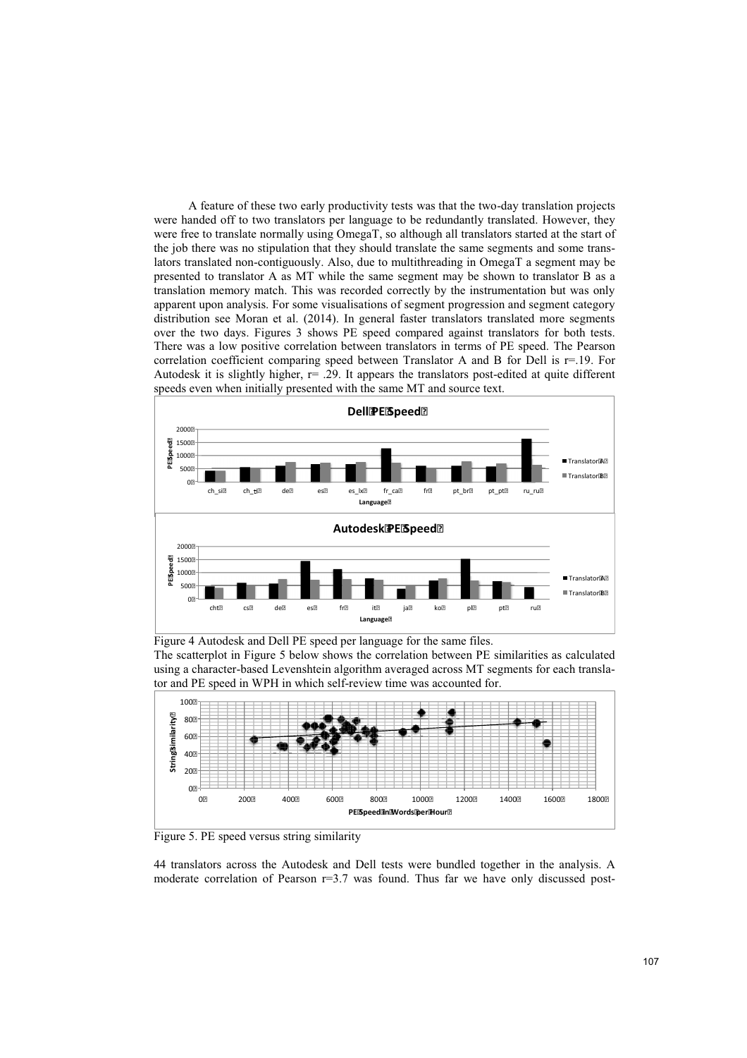A feature of these two early productivity tests was that the two-day translation projects were handed off to two translators per language to be redundantly translated. However, they were free to translate normally using OmegaT, so although all translators started at the start of the job there was no stipulation that they should translate the same segments and some translators translated non-contiguously. Also, due to multithreading in OmegaT a segment may be presented to translator A as MT while the same segment may be shown to translator B as a translation memory match. This was recorded correctly by the instrumentation but was only apparent upon analysis. For some visualisations of segment progression and segment category distribution see Moran et al. (2014). In general faster translators translated more segments over the two days. Figures 3 shows PE speed compared against translators for both tests. There was a low positive correlation between translators in terms of PE speed. The Pearson correlation coefficient comparing speed between Translator A and B for Dell is r=.19. For Autodesk it is slightly higher, r= .29. It appears the translators post-edited at quite different speeds even when initially presented with the same MT and source text.

Figure 4 Autodesk and Dell PE speed per language for the same files.

The scatterplot in Figure 5 below shows the correlation between PE similarities as calculated using a character-based Levenshtein algorithm averaged across MT segments for each translator and PE speed in WPH in which self-review time was accounted for.

Figure 5. PE speed versus string similarity

44 translators across the Autodesk and Dell tests were bundled together in the analysis. A moderate correlation of Pearson r=3.7 was found. Thus far we have only discussed post-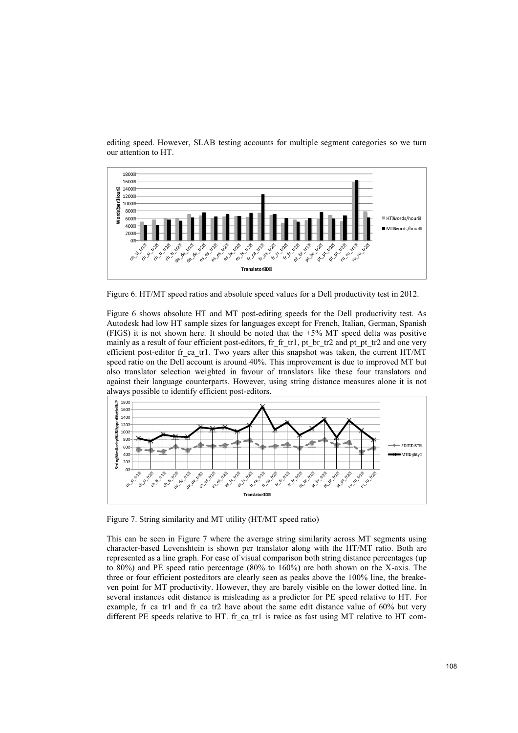editing speed. However, SLAB testing accounts for multiple segment categories so we turn our attention to HT.

Figure 6. HT/MT speed ratios and absolute speed values for a Dell productivity test in 2012.

Figure 6 shows absolute HT and MT post-editing speeds for the Dell productivity test. As Autodesk had low HT sample sizes for languages except for French, Italian, German, Spanish (FIGS) it is not shown here. It should be noted that the +5% MT speed delta was positive mainly as a result of four efficient post-editors, fr_fr_tr1, pt_br_tr2 and pt_pt_tr2 and one very efficient post-editor fr_ca_tr1. Two years after this snapshot was taken, the current HT/MT speed ratio on the Dell account is around 40%. This improvement is due to improved MT but also translator selection weighted in favour of translators like these four translators and against their language counterparts. However, using string distance measures alone it is not always possible to identify efficient post-editors.

Figure 7. String similarity and MT utility (HT/MT speed ratio)

This can be seen in Figure 7 where the average string similarity across MT segments using character-based Levenshtein is shown per translator along with the HT/MT ratio. Both are represented as a line graph. For ease of visual comparison both string distance percentages (up to 80%) and PE speed ratio percentage (80% to 160%) are both shown on the X-axis. The three or four efficient posteditors are clearly seen as peaks above the 100% line, the breakeven point for MT productivity. However, they are barely visible on the lower dotted line. In several instances edit distance is misleading as a predictor for PE speed relative to HT. For example, fr_ca_tr1 and fr_ca_tr2 have about the same edit distance value of 60% but very different PE speeds relative to HT. fr_ca_tr1 is twice as fast using MT relative to HT com-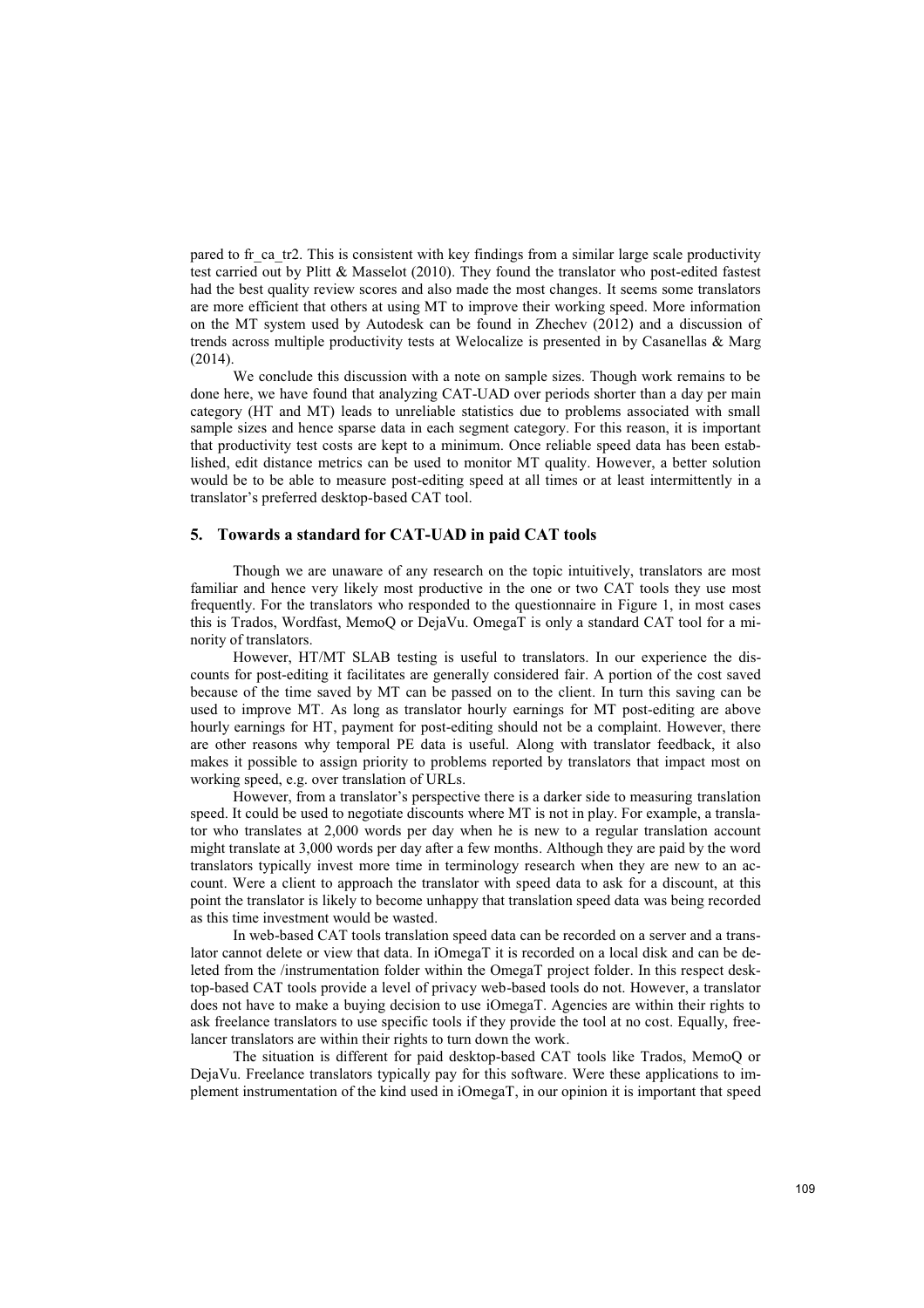pared to fr_ca_tr2. This is consistent with key findings from a similar large scale productivity test carried out by Plitt & Masselot (2010). They found the translator who post-edited fastest had the best quality review scores and also made the most changes. It seems some translators are more efficient that others at using MT to improve their working speed. More information on the MT system used by Autodesk can be found in Zhechev (2012) and a discussion of trends across multiple productivity tests at Welocalize is presented in by Casanellas & Marg (2014).

We conclude this discussion with a note on sample sizes. Though work remains to be done here, we have found that analyzing CAT-UAD over periods shorter than a day per main category (HT and MT) leads to unreliable statistics due to problems associated with small sample sizes and hence sparse data in each segment category. For this reason, it is important that productivity test costs are kept to a minimum. Once reliable speed data has been established, edit distance metrics can be used to monitor MT quality. However, a better solution would be to be able to measure post-editing speed at all times or at least intermittently in a translator's preferred desktop-based CAT tool.

## 5. Towards a standard for CAT-UAD in paid CAT tools

Though we are unaware of any research on the topic intuitively, translators are most familiar and hence very likely most productive in the one or two CAT tools they use most frequently. For the translators who responded to the questionnaire in Figure 1, in most cases this is Trados, Wordfast, MemoQ or DejaVu. OmegaT is only a standard CAT tool for a minority of translators.

However, HT/MT SLAB testing is useful to translators. In our experience the discounts for post-editing it facilitates are generally considered fair. A portion of the cost saved because of the time saved by MT can be passed on to the client. In turn this saving can be used to improve MT. As long as translator hourly earnings for MT post-editing are above hourly earnings for HT, payment for post-editing should not be a complaint. However, there are other reasons why temporal PE data is useful. Along with translator feedback, it also makes it possible to assign priority to problems reported by translators that impact most on working speed, e.g. over translation of URLs.

However, from a translator's perspective there is a darker side to measuring translation speed. It could be used to negotiate discounts where MT is not in play. For example, a translator who translates at 2,000 words per day when he is new to a regular translation account might translate at 3,000 words per day after a few months. Although they are paid by the word translators typically invest more time in terminology research when they are new to an account. Were a client to approach the translator with speed data to ask for a discount, at this point the translator is likely to become unhappy that translation speed data was being recorded as this time investment would be wasted.

In web-based CAT tools translation speed data can be recorded on a server and a translator cannot delete or view that data. In iOmegaT it is recorded on a local disk and can be deleted from the /instrumentation folder within the OmegaT project folder. In this respect desktop-based CAT tools provide a level of privacy web-based tools do not. However, a translator does not have to make a buying decision to use iOmegaT. Agencies are within their rights to ask freelance translators to use specific tools if they provide the tool at no cost. Equally, freelancer translators are within their rights to turn down the work.

The situation is different for paid desktop-based CAT tools like Trados, MemoQ or DejaVu. Freelance translators typically pay for this software. Were these applications to implement instrumentation of the kind used in iOmegaT, in our opinion it is important that speed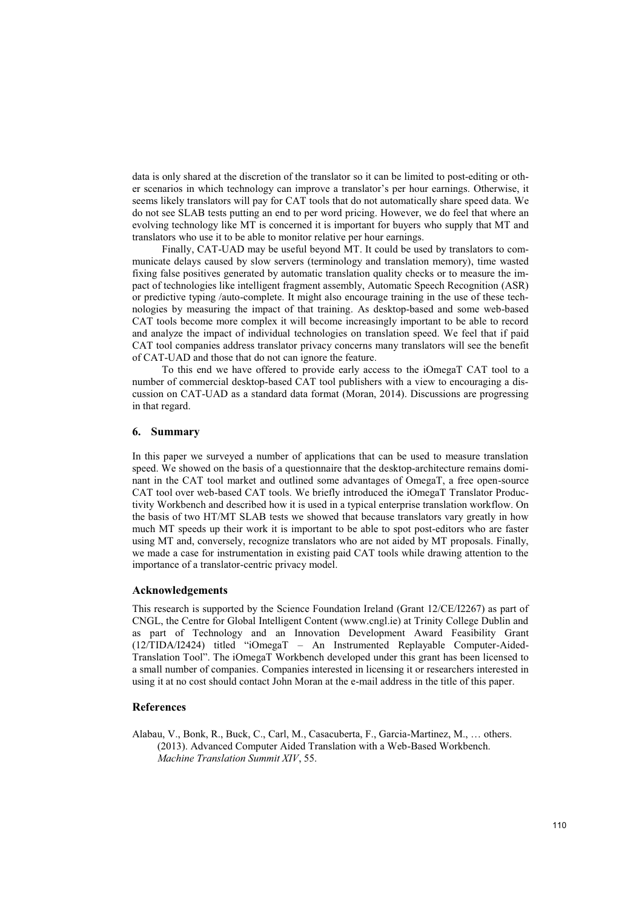data is only shared at the discretion of the translator so it can be limited to post-editing or other scenarios in which technology can improve a translator's per hour earnings. Otherwise, it seems likely translators will pay for CAT tools that do not automatically share speed data. We do not see SLAB tests putting an end to per word pricing. However, we do feel that where an evolving technology like MT is concerned it is important for buyers who supply that MT and translators who use it to be able to monitor relative per hour earnings.

Finally, CAT-UAD may be useful beyond MT. It could be used by translators to communicate delays caused by slow servers (terminology and translation memory), time wasted fixing false positives generated by automatic translation quality checks or to measure the impact of technologies like intelligent fragment assembly, Automatic Speech Recognition (ASR) or predictive typing /auto-complete. It might also encourage training in the use of these technologies by measuring the impact of that training. As desktop-based and some web-based CAT tools become more complex it will become increasingly important to be able to record and analyze the impact of individual technologies on translation speed. We feel that if paid CAT tool companies address translator privacy concerns many translators will see the benefit of CAT-UAD and those that do not can ignore the feature.

To this end we have offered to provide early access to the iOmegaT CAT tool to a number of commercial desktop-based CAT tool publishers with a view to encouraging a discussion on CAT-UAD as a standard data format (Moran, 2014). Discussions are progressing in that regard.

## 6. Summary

In this paper we surveyed a number of applications that can be used to measure translation speed. We showed on the basis of a questionnaire that the desktop-architecture remains dominant in the CAT tool market and outlined some advantages of OmegaT, a free open-source CAT tool over web-based CAT tools. We briefly introduced the iOmegaT Translator Productivity Workbench and described how it is used in a typical enterprise translation workflow. On the basis of two HT/MT SLAB tests we showed that because translators vary greatly in how much MT speeds up their work it is important to be able to spot post-editors who are faster using MT and, conversely, recognize translators who are not aided by MT proposals. Finally, we made a case for instrumentation in existing paid CAT tools while drawing attention to the importance of a translator-centric privacy model.

### Acknowledgements

This research is supported by the Science Foundation Ireland (Grant 12/CE/I2267) as part of CNGL, the Centre for Global Intelligent Content (www.cngl.ie) at Trinity College Dublin and as part of Technology and an Innovation Development Award Feasibility Grant (12/TIDA/I2424) titled "iOmegaT – An Instrumented Replayable Computer-Aided-Translation Tool". The iOmegaT Workbench developed under this grant has been licensed to a small number of companies. Companies interested in licensing it or researchers interested in using it at no cost should contact John Moran at the e-mail address in the title of this paper.

### References

Alabau, V., Bonk, R., Buck, C., Carl, M., Casacuberta, F., Garcia-Martinez, M., … others. (2013). Advanced Computer Aided Translation with a Web-Based Workbench. *Machine Translation Summit XIV*, 55.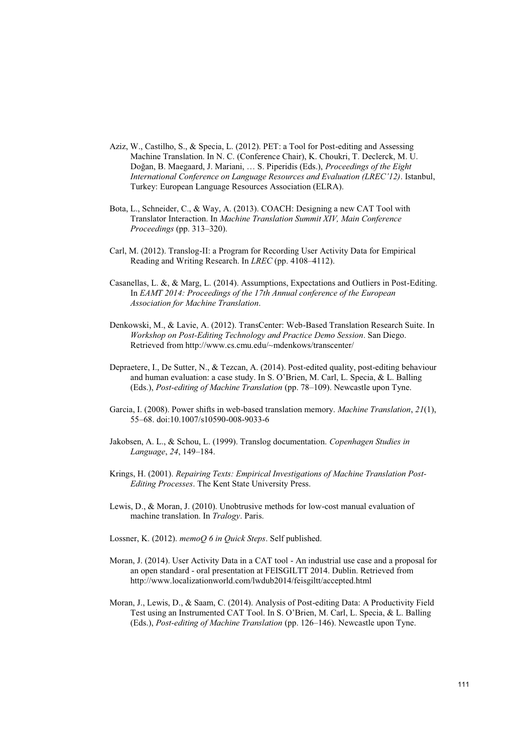Aziz, W., Castilho, S., & Specia, L. (2012). PET: a Tool for Post-editing and Assessing Machine Translation. In N. C. (Conference Chair), K. Choukri, T. Declerck, M. U. Doğan, B. Maegaard, J. Mariani, … S. Piperidis (Eds.), *Proceedings of the Eight International Conference on Language Resources and Evaluation (LREC'12)*. Istanbul, Turkey: European Language Resources Association (ELRA).

Bota, L., Schneider, C., & Way, A. (2013). COACH: Designing a new CAT Tool with Translator Interaction. In *Machine Translation Summit XIV, Main Conference Proceedings* (pp. 313–320).

Carl, M. (2012). Translog-II: a Program for Recording User Activity Data for Empirical Reading and Writing Research. In *LREC* (pp. 4108–4112).

Casanellas, L. &, & Marg, L. (2014). Assumptions, Expectations and Outliers in Post-Editing. In *EAMT 2014: Proceedings of the 17th Annual conference of the European Association for Machine Translation*.

Denkowski, M., & Lavie, A. (2012). TransCenter: Web-Based Translation Research Suite. In *Workshop on Post-Editing Technology and Practice Demo Session*. San Diego. Retrieved from http://www.cs.cmu.edu/~mdenkows/transcenter/

Depraetere, I., De Sutter, N., & Tezcan, A. (2014). Post-edited quality, post-editing behaviour and human evaluation: a case study. In S. O'Brien, M. Carl, L. Specia, & L. Balling (Eds.), *Post-editing of Machine Translation* (pp. 78–109). Newcastle upon Tyne.

Garcia, I. (2008). Power shifts in web-based translation memory. *Machine Translation*, *21*(1), 55–68. doi:10.1007/s10590-008-9033-6

Jakobsen, A. L., & Schou, L. (1999). Translog documentation. *Copenhagen Studies in Language*, *24*, 149–184.

Krings, H. (2001). *Repairing Texts: Empirical Investigations of Machine Translation Post-Editing Processes*. The Kent State University Press.

Lewis, D., & Moran, J. (2010). Unobtrusive methods for low-cost manual evaluation of machine translation. In *Tralogy*. Paris.

Lossner, K. (2012). *memoQ 6 in Quick Steps*. Self published.

Moran, J. (2014). User Activity Data in a CAT tool - An industrial use case and a proposal for an open standard - oral presentation at FEISGILTT 2014. Dublin. Retrieved from http://www.localizationworld.com/lwdub2014/feisgiltt/accepted.html

Moran, J., Lewis, D., & Saam, C. (2014). Analysis of Post-editing Data: A Productivity Field Test using an Instrumented CAT Tool. In S. O'Brien, M. Carl, L. Specia, & L. Balling (Eds.), *Post-editing of Machine Translation* (pp. 126–146). Newcastle upon Tyne.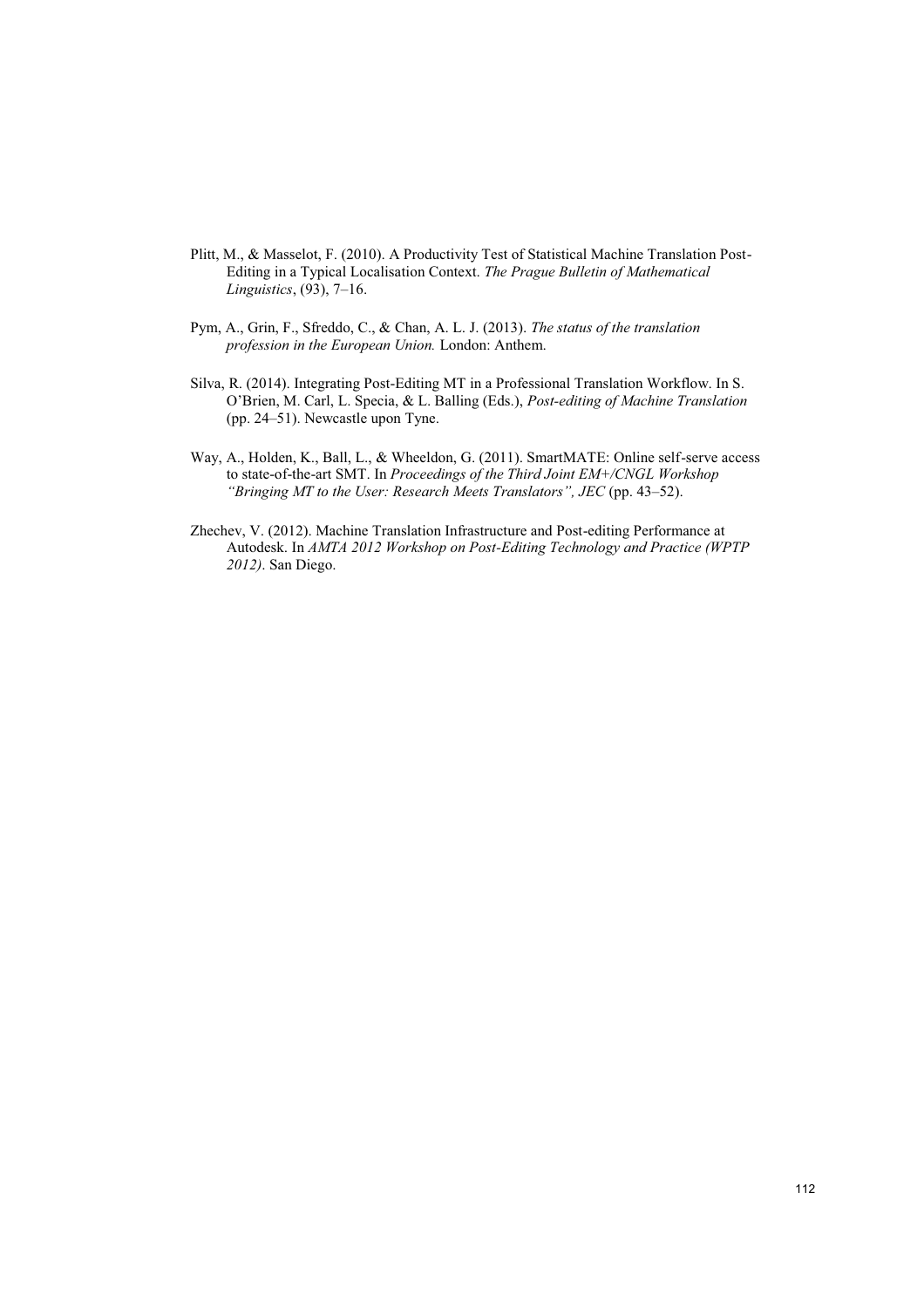Plitt, M., & Masselot, F. (2010). A Productivity Test of Statistical Machine Translation Post-Editing in a Typical Localisation Context. *The Prague Bulletin of Mathematical Linguistics*, (93), 7–16.

Pym, A., Grin, F., Sfreddo, C., & Chan, A. L. J. (2013). *The status of the translation profession in the European Union.* London: Anthem.

Silva, R. (2014). Integrating Post-Editing MT in a Professional Translation Workflow. In S. O'Brien, M. Carl, L. Specia, & L. Balling (Eds.), *Post-editing of Machine Translation* (pp. 24–51). Newcastle upon Tyne.

Way, A., Holden, K., Ball, L., & Wheeldon, G. (2011). SmartMATE: Online self-serve access to state-of-the-art SMT. In *Proceedings of the Third Joint EM+/CNGL Workshop "Bringing MT to the User: Research Meets Translators", JEC* (pp. 43–52).

Zhechev, V. (2012). Machine Translation Infrastructure and Post-editing Performance at Autodesk. In *AMTA 2012 Workshop on Post-Editing Technology and Practice (WPTP 2012)*. San Diego.